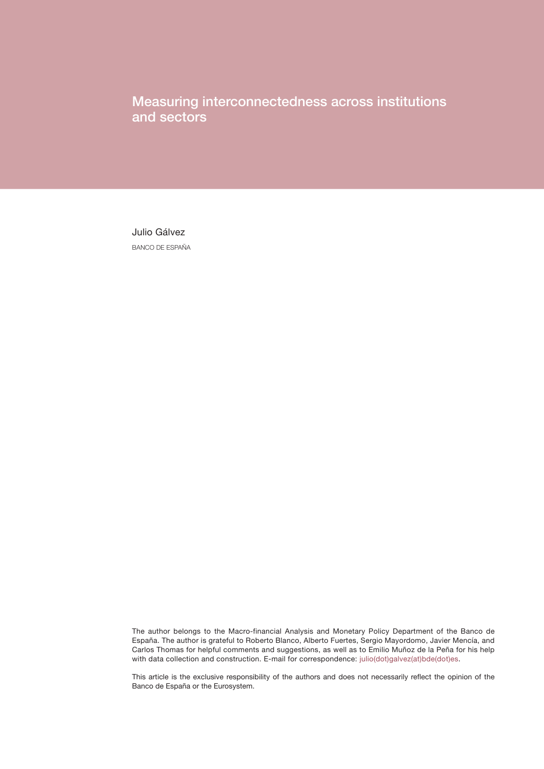# Measuring interconnectedness across institutions and sectors

Julio Gálvez

BANCO DE ESPAÑA

The author belongs to the Macro-financial Analysis and Monetary Policy Department of the Banco de España. The author is grateful to Roberto Blanco, Alberto Fuertes, Sergio Mayordomo, Javier Mencía, and Carlos Thomas for helpful comments and suggestions, as well as to Emilio Muñoz de la Peña for his help with data collection and construction. E-mail for correspondence: julio(dot)galvez(at)bde(dot)es.

This article is the exclusive responsibility of the authors and does not necessarily reflect the opinion of the Banco de España or the Eurosystem.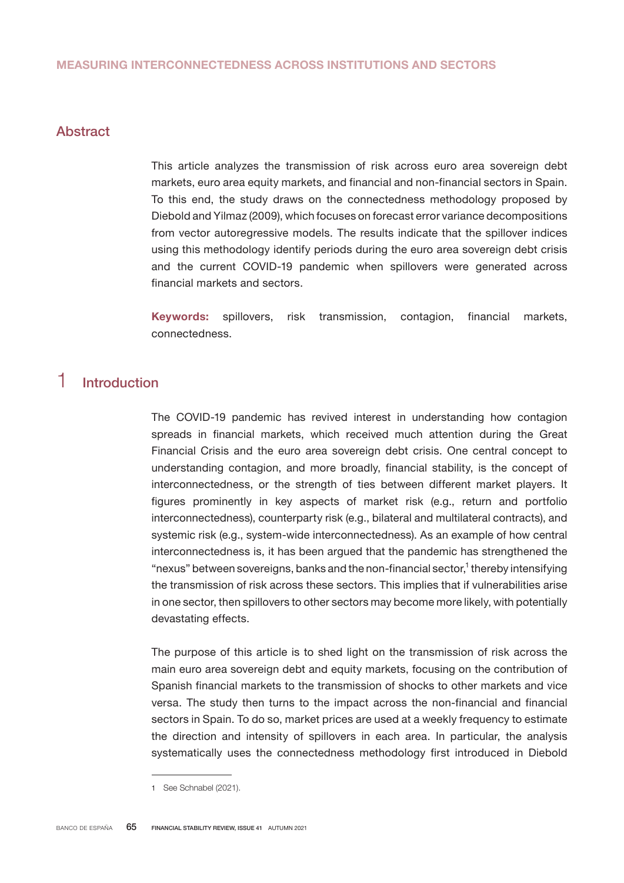# MEASURING INTERCONNECTEDNESS ACROSS INSTITUTIONS AND SECTORS

## Abstract

This article analyzes the transmission of risk across euro area sovereign debt markets, euro area equity markets, and financial and non-financial sectors in Spain. To this end, the study draws on the connectedness methodology proposed by Diebold and Yilmaz (2009), which focuses on forecast error variance decompositions from vector autoregressive models. The results indicate that the spillover indices using this methodology identify periods during the euro area sovereign debt crisis and the current COVID-19 pandemic when spillovers were generated across financial markets and sectors.

**Keywords:** spillovers, risk transmission, contagion, financial markets, connectedness.

## 1 Introduction

The COVID-19 pandemic has revived interest in understanding how contagion spreads in financial markets, which received much attention during the Great Financial Crisis and the euro area sovereign debt crisis. One central concept to understanding contagion, and more broadly, financial stability, is the concept of interconnectedness, or the strength of ties between different market players. It figures prominently in key aspects of market risk (e.g., return and portfolio interconnectedness), counterparty risk (e.g., bilateral and multilateral contracts), and systemic risk (e.g., system-wide interconnectedness). As an example of how central interconnectedness is, it has been argued that the pandemic has strengthened the "nexus" between sovereigns, banks and the non-financial sector,[1] thereby intensifying the transmission of risk across these sectors. This implies that if vulnerabilities arise in one sector, then spillovers to other sectors may become more likely, with potentially devastating effects.

The purpose of this article is to shed light on the transmission of risk across the main euro area sovereign debt and equity markets, focusing on the contribution of Spanish financial markets to the transmission of shocks to other markets and vice versa. The study then turns to the impact across the non-financial and financial sectors in Spain. To do so, market prices are used at a weekly frequency to estimate the direction and intensity of spillovers in each area. In particular, the analysis systematically uses the connectedness methodology first introduced in Diebold

1 See Schnabel (2021).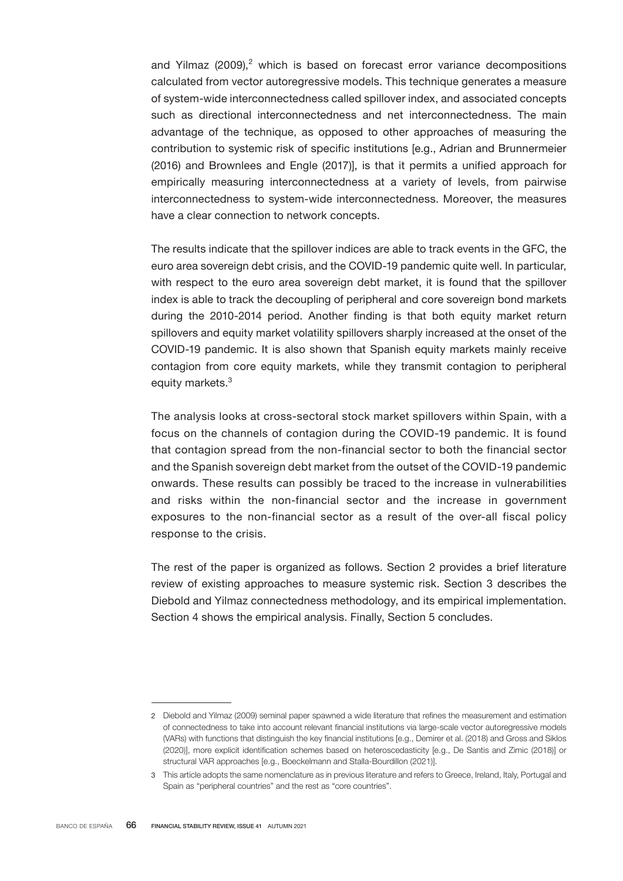and Yilmaz (2009),[2] which is based on forecast error variance decompositions calculated from vector autoregressive models. This technique generates a measure of system-wide interconnectedness called spillover index, and associated concepts such as directional interconnectedness and net interconnectedness. The main advantage of the technique, as opposed to other approaches of measuring the contribution to systemic risk of specific institutions [e.g., Adrian and Brunnermeier (2016) and Brownlees and Engle (2017)], is that it permits a unified approach for empirically measuring interconnectedness at a variety of levels, from pairwise interconnectedness to system-wide interconnectedness. Moreover, the measures have a clear connection to network concepts.

The results indicate that the spillover indices are able to track events in the GFC, the euro area sovereign debt crisis, and the COVID-19 pandemic quite well. In particular, with respect to the euro area sovereign debt market, it is found that the spillover index is able to track the decoupling of peripheral and core sovereign bond markets during the 2010-2014 period. Another finding is that both equity market return spillovers and equity market volatility spillovers sharply increased at the onset of the COVID-19 pandemic. It is also shown that Spanish equity markets mainly receive contagion from core equity markets, while they transmit contagion to peripheral equity markets.[3]

The analysis looks at cross-sectoral stock market spillovers within Spain, with a focus on the channels of contagion during the COVID-19 pandemic. It is found that contagion spread from the non-financial sector to both the financial sector and the Spanish sovereign debt market from the outset of the COVID-19 pandemic onwards. These results can possibly be traced to the increase in vulnerabilities and risks within the non-financial sector and the increase in government exposures to the non-financial sector as a result of the over-all fiscal policy response to the crisis.

The rest of the paper is organized as follows. Section 2 provides a brief literature review of existing approaches to measure systemic risk. Section 3 describes the Diebold and Yilmaz connectedness methodology, and its empirical implementation. Section 4 shows the empirical analysis. Finally, Section 5 concludes.

---

2 Diebold and Yilmaz (2009) seminal paper spawned a wide literature that refines the measurement and estimation of connectedness to take into account relevant financial institutions via large-scale vector autoregressive models (VARs) with functions that distinguish the key financial institutions [e.g., Demirer et al. (2018) and Gross and Siklos (2020)], more explicit identification schemes based on heteroscedasticity [e.g., De Santis and Zimic (2018)] or structural VAR approaches [e.g., Boeckelmann and Stalla-Bourdillon (2021)].

3 This article adopts the same nomenclature as in previous literature and refers to Greece, Ireland, Italy, Portugal and Spain as "peripheral countries" and the rest as "core countries".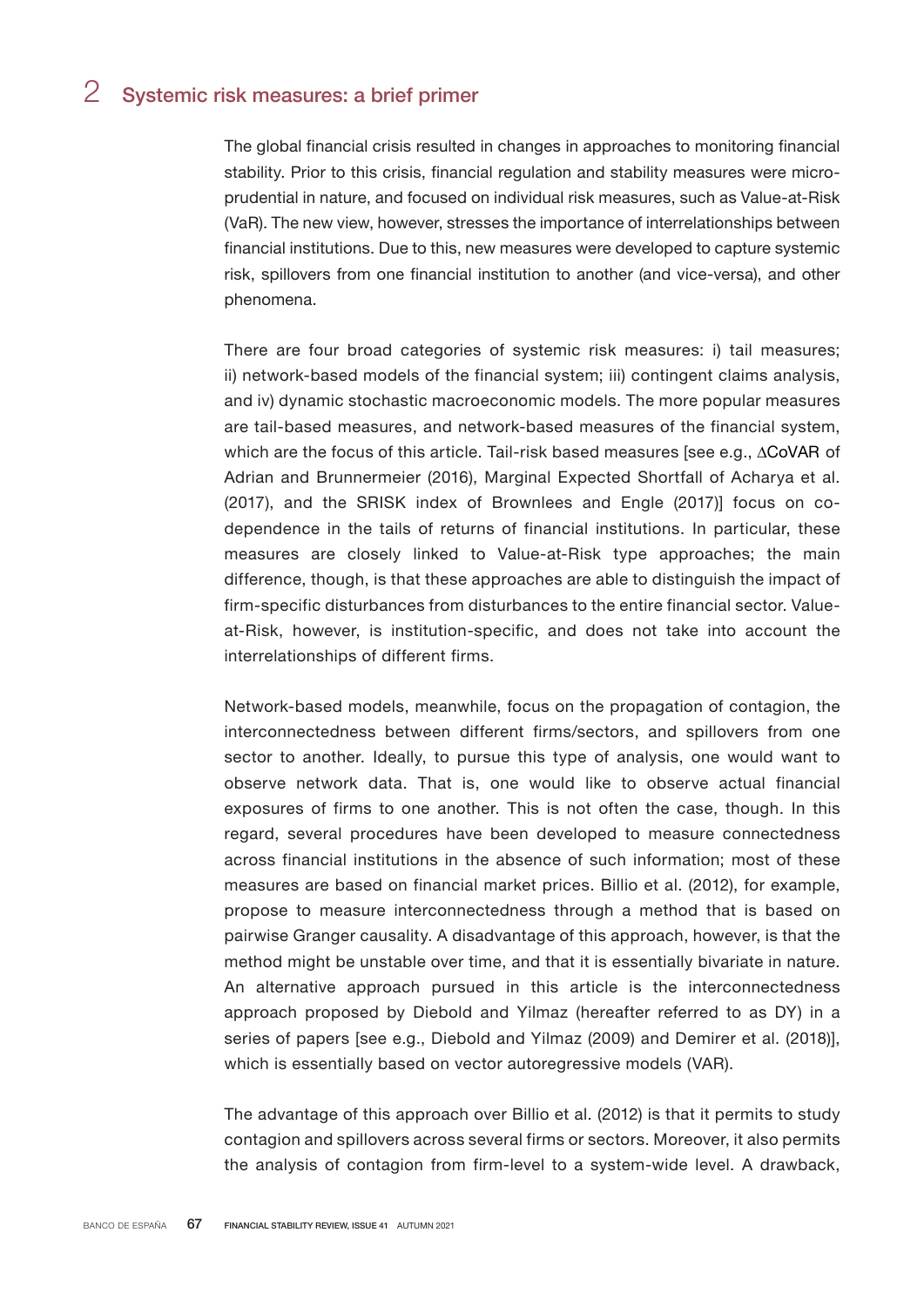## 2 Systemic risk measures: a brief primer

The global financial crisis resulted in changes in approaches to monitoring financial stability. Prior to this crisis, financial regulation and stability measures were micro-prudential in nature, and focused on individual risk measures, such as Value-at-Risk (VaR). The new view, however, stresses the importance of interrelationships between financial institutions. Due to this, new measures were developed to capture systemic risk, spillovers from one financial institution to another (and vice-versa), and other phenomena.

There are four broad categories of systemic risk measures: i) tail measures; ii) network-based models of the financial system; iii) contingent claims analysis, and iv) dynamic stochastic macroeconomic models. The more popular measures are tail-based measures, and network-based measures of the financial system, which are the focus of this article. Tail-risk based measures [see e.g., $\Delta$CoVAR of Adrian and Brunnermeier (2016), Marginal Expected Shortfall of Acharya et al. (2017), and the SRISK index of Brownlees and Engle (2017)] focus on co-dependence in the tails of returns of financial institutions. In particular, these measures are closely linked to Value-at-Risk type approaches; the main difference, though, is that these approaches are able to distinguish the impact of firm-specific disturbances from disturbances to the entire financial sector. Value-at-Risk, however, is institution-specific, and does not take into account the interrelationships of different firms.

Network-based models, meanwhile, focus on the propagation of contagion, the interconnectedness between different firms/sectors, and spillovers from one sector to another. Ideally, to pursue this type of analysis, one would want to observe network data. That is, one would like to observe actual financial exposures of firms to one another. This is not often the case, though. In this regard, several procedures have been developed to measure connectedness across financial institutions in the absence of such information; most of these measures are based on financial market prices. Billio et al. (2012), for example, propose to measure interconnectedness through a method that is based on pairwise Granger causality. A disadvantage of this approach, however, is that the method might be unstable over time, and that it is essentially bivariate in nature. An alternative approach pursued in this article is the interconnectedness approach proposed by Diebold and Yilmaz (hereafter referred to as DY) in a series of papers [see e.g., Diebold and Yilmaz (2009) and Demirer et al. (2018)], which is essentially based on vector autoregressive models (VAR).

The advantage of this approach over Billio et al. (2012) is that it permits to study contagion and spillovers across several firms or sectors. Moreover, it also permits the analysis of contagion from firm-level to a system-wide level. A drawback,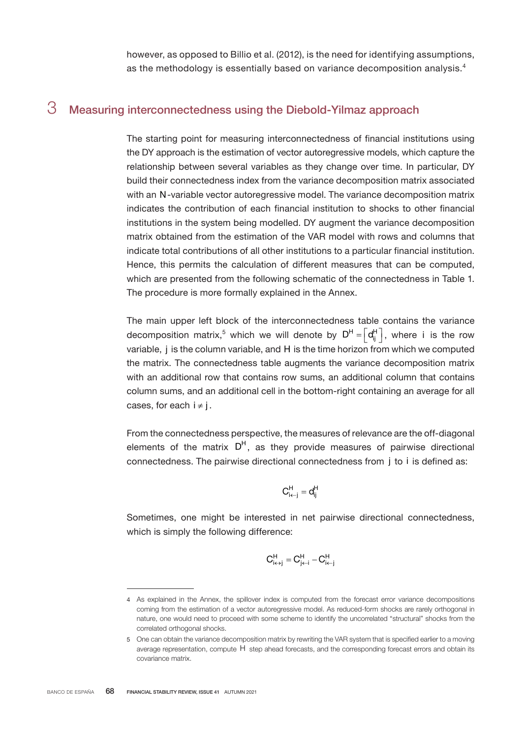however, as opposed to Billio et al. (2012), is the need for identifying assumptions, as the methodology is essentially based on variance decomposition analysis.[4]

## 3 Measuring interconnectedness using the Diebold-Yilmaz approach

The starting point for measuring interconnectedness of financial institutions using the DY approach is the estimation of vector autoregressive models, which capture the relationship between several variables as they change over time. In particular, DY build their connectedness index from the variance decomposition matrix associated with an $N$-variable vector autoregressive model. The variance decomposition matrix indicates the contribution of each financial institution to shocks to other financial institutions in the system being modelled. DY augment the variance decomposition matrix obtained from the estimation of the VAR model with rows and columns that indicate total contributions of all other institutions to a particular financial institution. Hence, this permits the calculation of different measures that can be computed, which are presented from the following schematic of the connectedness in Table 1. The procedure is more formally explained in the Annex.

The main upper left block of the interconnectedness table contains the variance decomposition matrix,[5] which we will denote by $D^H = \left[d_{ij}^H\right]$, where $i$ is the row variable, $j$ is the column variable, and $H$ is the time horizon from which we computed the matrix. The connectedness table augments the variance decomposition matrix with an additional row that contains row sums, an additional column that contains column sums, and an additional cell in the bottom-right containing an average for all cases, for each $i \neq j$.

From the connectedness perspective, the measures of relevance are the off-diagonal elements of the matrix $D^H$, as they provide measures of pairwise directional connectedness. The pairwise directional connectedness from $j$ to $i$ is defined as:

$$C_{i \leftarrow j}^H = d_{ij}^H$$

Sometimes, one might be interested in net pairwise directional connectedness, which is simply the following difference:

$$C_{i \leftrightarrow j}^H = C_{j \leftarrow i}^H - C_{i \leftarrow j}^H$$

---

4 As explained in the Annex, the spillover index is computed from the forecast error variance decompositions coming from the estimation of a vector autoregressive model. As reduced-form shocks are rarely orthogonal in nature, one would need to proceed with some scheme to identify the uncorrelated "structural" shocks from the correlated orthogonal shocks.

5 One can obtain the variance decomposition matrix by rewriting the VAR system that is specified earlier to a moving average representation, compute $H$ step ahead forecasts, and the corresponding forecast errors and obtain its covariance matrix.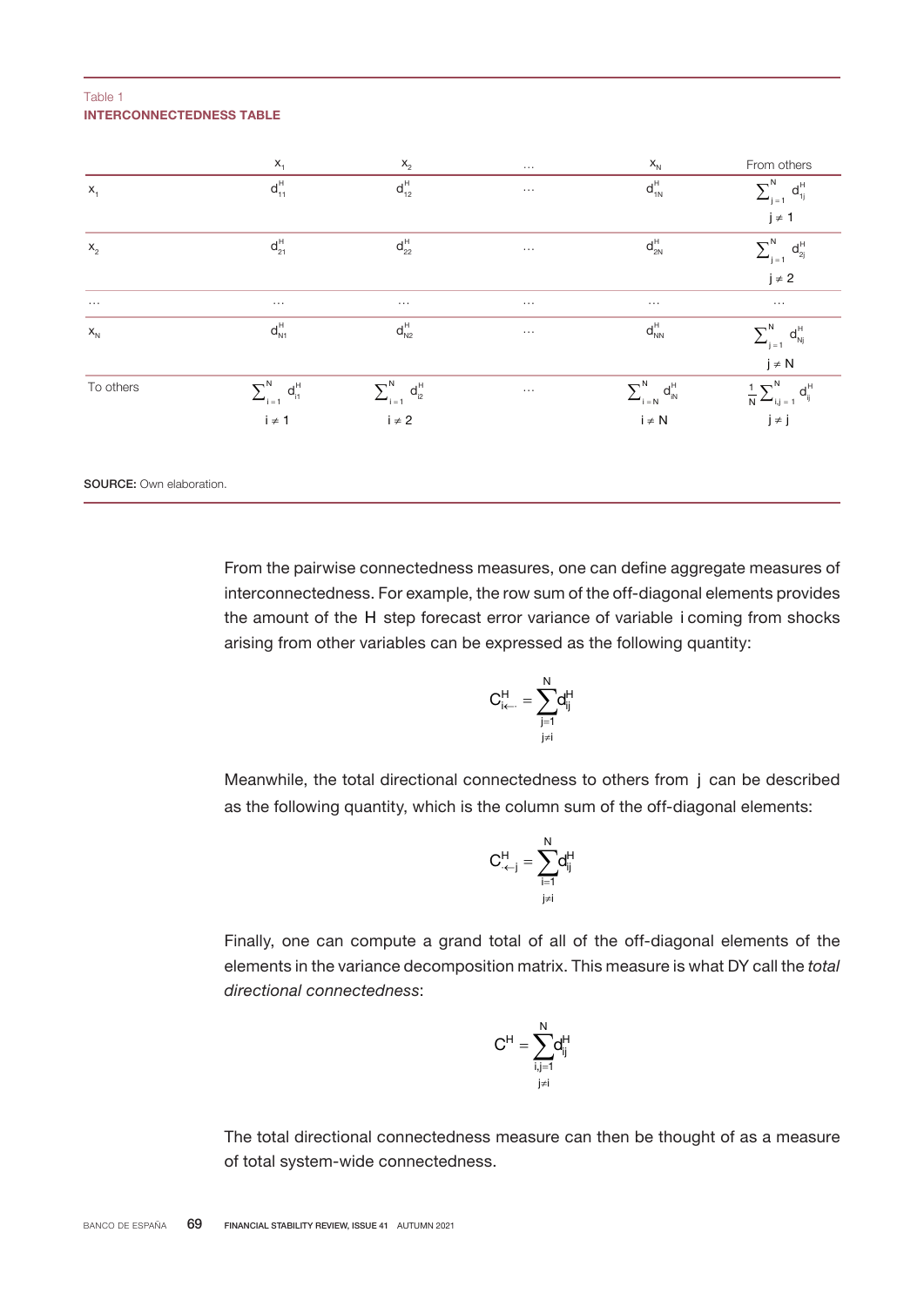Table 1
**INTERCONNECTEDNESS TABLE**

| | $x_1$ | $x_2$ | … | $x_N$ | From others |
|---|---|---|---|---|---|
| $x_1$ | $d_{11}^H$ | $d_{12}^H$ | … | $d_{1N}^H$ | $\sum_{j=1}^{N} d_{1j}^H$, $j \neq 1$ |
| $x_2$ | $d_{21}^H$ | $d_{22}^H$ | … | $d_{2N}^H$ | $\sum_{j=1}^{N} d_{2j}^H$, $j \neq 2$ |
| … | … | … | … | … | … |
| $x_N$ | $d_{N1}^H$ | $d_{N2}^H$ | … | $d_{NN}^H$ | $\sum_{j=1}^{N} d_{Nj}^H$, $j \neq N$ |
| To others | $\sum_{i=1}^{N} d_{i1}^H$, $i \neq 1$ | $\sum_{i=1}^{N} d_{i2}^H$, $i \neq 2$ | … | $\sum_{i=N}^{N} d_{iN}^H$, $i \neq N$ | $\frac{1}{N}\sum_{i,j=1}^{N} d_{ij}^H$, $j \neq j$ |

**SOURCE:** Own elaboration.

From the pairwise connectedness measures, one can define aggregate measures of interconnectedness. For example, the row sum of the off-diagonal elements provides the amount of the H step forecast error variance of variable i coming from shocks arising from other variables can be expressed as the following quantity:

$$C_{i\leftarrow\cdot}^{H} = \sum_{\substack{j=1 \\ j\neq i}}^{N} d_{ij}^{H}$$

Meanwhile, the total directional connectedness to others from j can be described as the following quantity, which is the column sum of the off-diagonal elements:

$$C_{\cdot\leftarrow j}^{H} = \sum_{\substack{i=1 \\ j\neq i}}^{N} d_{ij}^{H}$$

Finally, one can compute a grand total of all of the off-diagonal elements of the elements in the variance decomposition matrix. This measure is what DY call the *total directional connectedness*:

$$C^{H} = \sum_{\substack{i,j=1 \\ j\neq i}}^{N} d_{ij}^{H}$$

The total directional connectedness measure can then be thought of as a measure of total system-wide connectedness.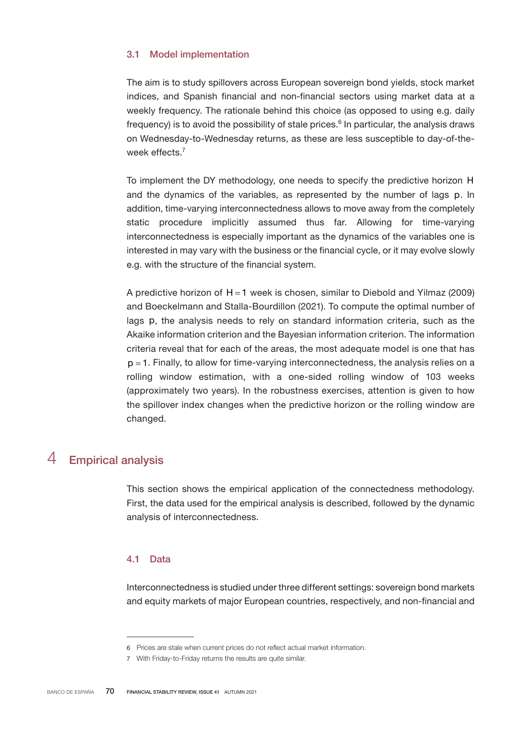### 3.1 Model implementation

The aim is to study spillovers across European sovereign bond yields, stock market indices, and Spanish financial and non-financial sectors using market data at a weekly frequency. The rationale behind this choice (as opposed to using e.g. daily frequency) is to avoid the possibility of stale prices.[6] In particular, the analysis draws on Wednesday-to-Wednesday returns, as these are less susceptible to day-of-the-week effects.[7]

To implement the DY methodology, one needs to specify the predictive horizon $H$ and the dynamics of the variables, as represented by the number of lags $p$. In addition, time-varying interconnectedness allows to move away from the completely static procedure implicitly assumed thus far. Allowing for time-varying interconnectedness is especially important as the dynamics of the variables one is interested in may vary with the business or the financial cycle, or it may evolve slowly e.g. with the structure of the financial system.

A predictive horizon of $H = 1$ week is chosen, similar to Diebold and Yilmaz (2009) and Boeckelmann and Stalla-Bourdillon (2021). To compute the optimal number of lags $p$, the analysis needs to rely on standard information criteria, such as the Akaike information criterion and the Bayesian information criterion. The information criteria reveal that for each of the areas, the most adequate model is one that has $p = 1$. Finally, to allow for time-varying interconnectedness, the analysis relies on a rolling window estimation, with a one-sided rolling window of 103 weeks (approximately two years). In the robustness exercises, attention is given to how the spillover index changes when the predictive horizon or the rolling window are changed.

## 4 Empirical analysis

This section shows the empirical application of the connectedness methodology. First, the data used for the empirical analysis is described, followed by the dynamic analysis of interconnectedness.

### 4.1 Data

Interconnectedness is studied under three different settings: sovereign bond markets and equity markets of major European countries, respectively, and non-financial and

---

6 Prices are stale when current prices do not reflect actual market information.

7 With Friday-to-Friday returns the results are quite similar.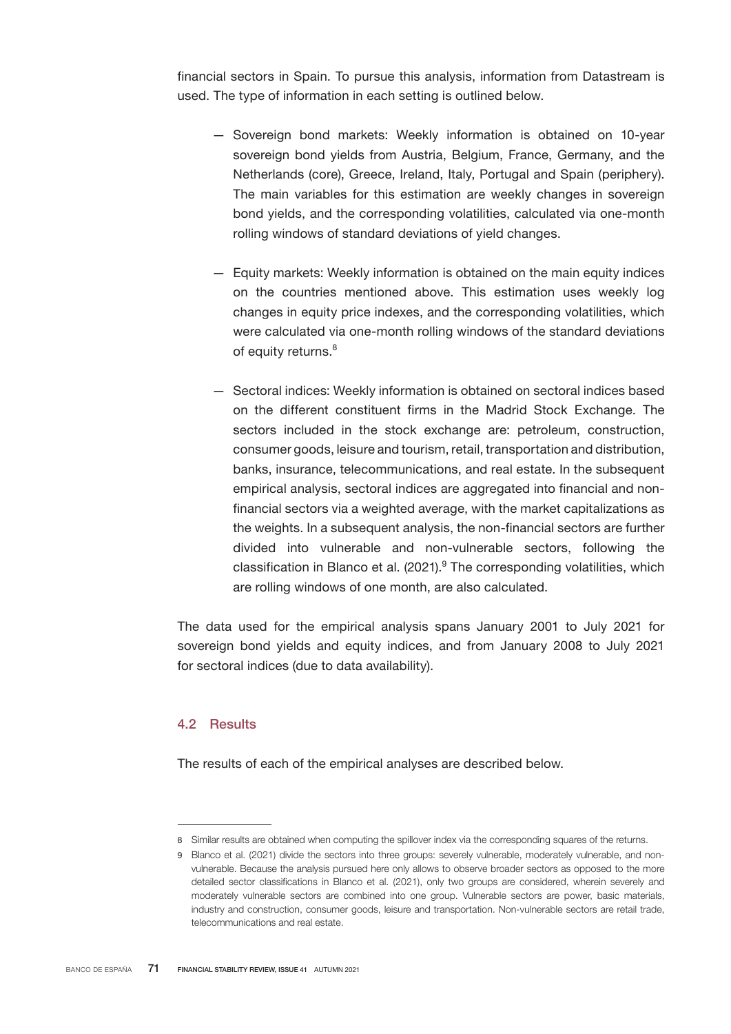financial sectors in Spain. To pursue this analysis, information from Datastream is used. The type of information in each setting is outlined below.

- Sovereign bond markets: Weekly information is obtained on 10-year sovereign bond yields from Austria, Belgium, France, Germany, and the Netherlands (core), Greece, Ireland, Italy, Portugal and Spain (periphery). The main variables for this estimation are weekly changes in sovereign bond yields, and the corresponding volatilities, calculated via one-month rolling windows of standard deviations of yield changes.

- Equity markets: Weekly information is obtained on the main equity indices on the countries mentioned above. This estimation uses weekly log changes in equity price indexes, and the corresponding volatilities, which were calculated via one-month rolling windows of the standard deviations of equity returns.[8]

- Sectoral indices: Weekly information is obtained on sectoral indices based on the different constituent firms in the Madrid Stock Exchange. The sectors included in the stock exchange are: petroleum, construction, consumer goods, leisure and tourism, retail, transportation and distribution, banks, insurance, telecommunications, and real estate. In the subsequent empirical analysis, sectoral indices are aggregated into financial and non-financial sectors via a weighted average, with the market capitalizations as the weights. In a subsequent analysis, the non-financial sectors are further divided into vulnerable and non-vulnerable sectors, following the classification in Blanco et al. (2021).[9] The corresponding volatilities, which are rolling windows of one month, are also calculated.

The data used for the empirical analysis spans January 2001 to July 2021 for sovereign bond yields and equity indices, and from January 2008 to July 2021 for sectoral indices (due to data availability).

### 4.2 Results

The results of each of the empirical analyses are described below.

---

8 Similar results are obtained when computing the spillover index via the corresponding squares of the returns.

9 Blanco et al. (2021) divide the sectors into three groups: severely vulnerable, moderately vulnerable, and non-vulnerable. Because the analysis pursued here only allows to observe broader sectors as opposed to the more detailed sector classifications in Blanco et al. (2021), only two groups are considered, wherein severely and moderately vulnerable sectors are combined into one group. Vulnerable sectors are power, basic materials, industry and construction, consumer goods, leisure and transportation. Non-vulnerable sectors are retail trade, telecommunications and real estate.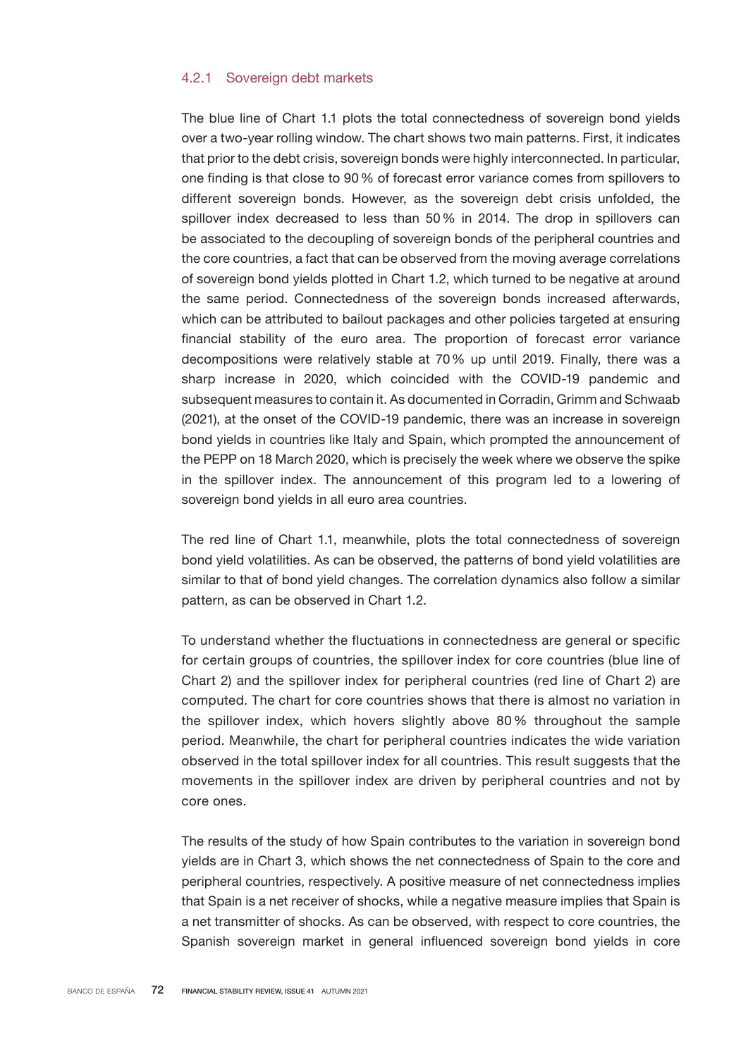### 4.2.1 Sovereign debt markets

The blue line of Chart 1.1 plots the total connectedness of sovereign bond yields over a two-year rolling window. The chart shows two main patterns. First, it indicates that prior to the debt crisis, sovereign bonds were highly interconnected. In particular, one finding is that close to 90 % of forecast error variance comes from spillovers to different sovereign bonds. However, as the sovereign debt crisis unfolded, the spillover index decreased to less than 50 % in 2014. The drop in spillovers can be associated to the decoupling of sovereign bonds of the peripheral countries and the core countries, a fact that can be observed from the moving average correlations of sovereign bond yields plotted in Chart 1.2, which turned to be negative at around the same period. Connectedness of the sovereign bonds increased afterwards, which can be attributed to bailout packages and other policies targeted at ensuring financial stability of the euro area. The proportion of forecast error variance decompositions were relatively stable at 70 % up until 2019. Finally, there was a sharp increase in 2020, which coincided with the COVID-19 pandemic and subsequent measures to contain it. As documented in Corradin, Grimm and Schwaab (2021), at the onset of the COVID-19 pandemic, there was an increase in sovereign bond yields in countries like Italy and Spain, which prompted the announcement of the PEPP on 18 March 2020, which is precisely the week where we observe the spike in the spillover index. The announcement of this program led to a lowering of sovereign bond yields in all euro area countries.

The red line of Chart 1.1, meanwhile, plots the total connectedness of sovereign bond yield volatilities. As can be observed, the patterns of bond yield volatilities are similar to that of bond yield changes. The correlation dynamics also follow a similar pattern, as can be observed in Chart 1.2.

To understand whether the fluctuations in connectedness are general or specific for certain groups of countries, the spillover index for core countries (blue line of Chart 2) and the spillover index for peripheral countries (red line of Chart 2) are computed. The chart for core countries shows that there is almost no variation in the spillover index, which hovers slightly above 80 % throughout the sample period. Meanwhile, the chart for peripheral countries indicates the wide variation observed in the total spillover index for all countries. This result suggests that the movements in the spillover index are driven by peripheral countries and not by core ones.

The results of the study of how Spain contributes to the variation in sovereign bond yields are in Chart 3, which shows the net connectedness of Spain to the core and peripheral countries, respectively. A positive measure of net connectedness implies that Spain is a net receiver of shocks, while a negative measure implies that Spain is a net transmitter of shocks. As can be observed, with respect to core countries, the Spanish sovereign market in general influenced sovereign bond yields in core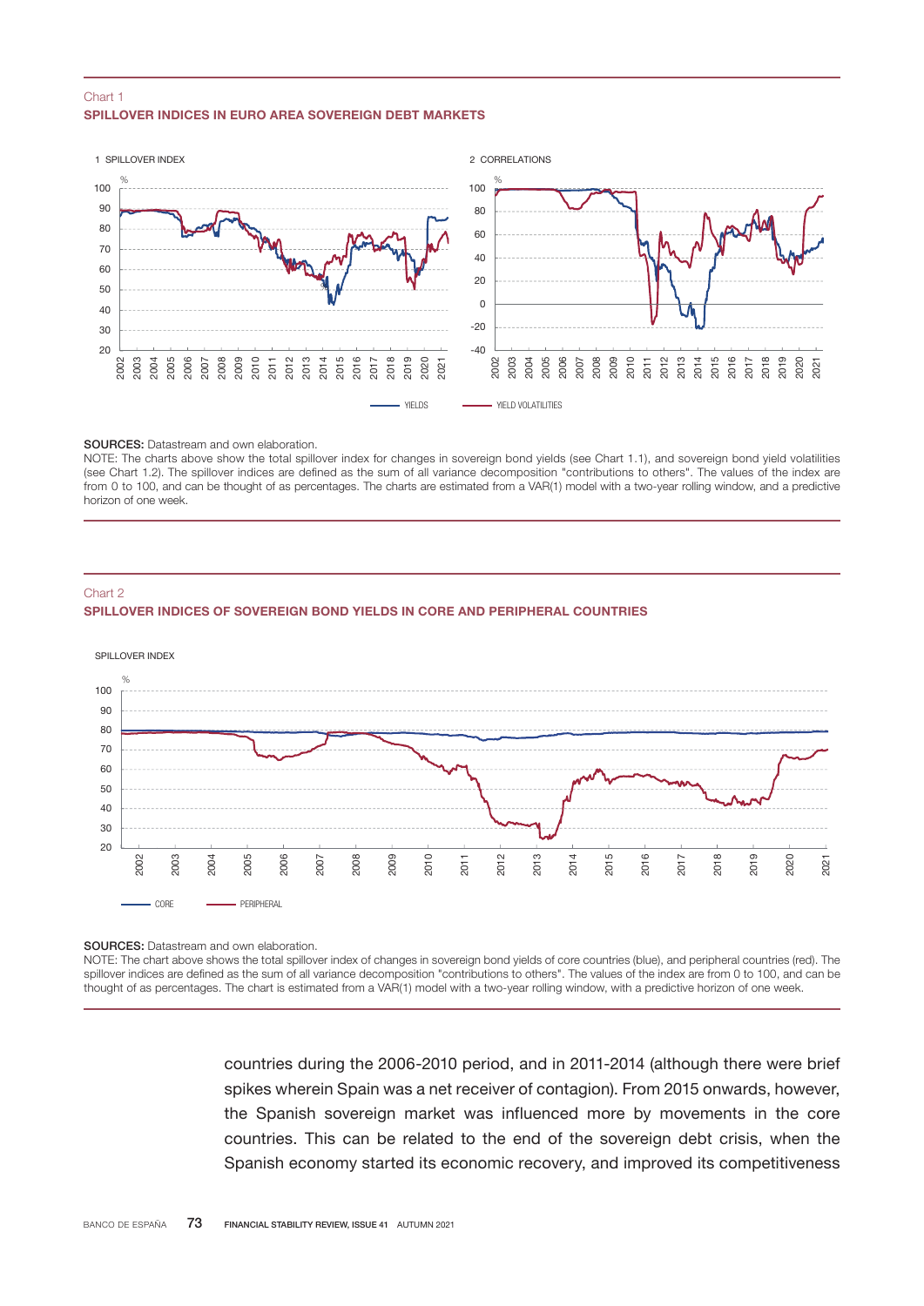Chart 1
**SPILLOVER INDICES IN EURO AREA SOVEREIGN DEBT MARKETS**

**SOURCES:** Datastream and own elaboration.
NOTE: The charts above show the total spillover index for changes in sovereign bond yields (see Chart 1.1), and sovereign bond yield volatilities (see Chart 1.2). The spillover indices are defined as the sum of all variance decomposition "contributions to others". The values of the index are from 0 to 100, and can be thought of as percentages. The charts are estimated from a VAR(1) model with a two-year rolling window, and a predictive horizon of one week.

Chart 2
**SPILLOVER INDICES OF SOVEREIGN BOND YIELDS IN CORE AND PERIPHERAL COUNTRIES**

**SOURCES:** Datastream and own elaboration.
NOTE: The chart above shows the total spillover index of changes in sovereign bond yields of core countries (blue), and peripheral countries (red). The spillover indices are defined as the sum of all variance decomposition "contributions to others". The values of the index are from 0 to 100, and can be thought of as percentages. The chart is estimated from a VAR(1) model with a two-year rolling window, with a predictive horizon of one week.

countries during the 2006-2010 period, and in 2011-2014 (although there were brief spikes wherein Spain was a net receiver of contagion). From 2015 onwards, however, the Spanish sovereign market was influenced more by movements in the core countries. This can be related to the end of the sovereign debt crisis, when the Spanish economy started its economic recovery, and improved its competitiveness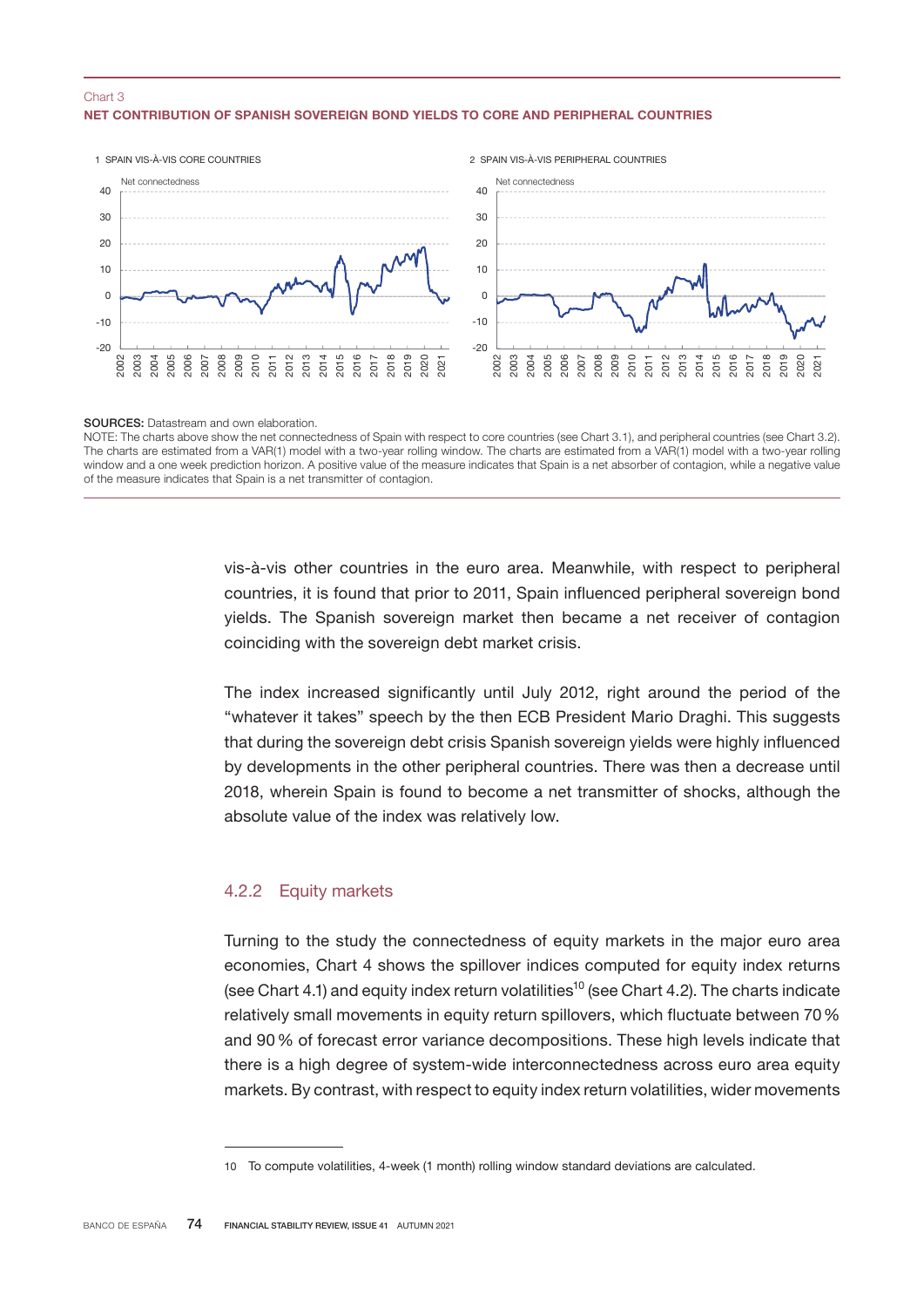Chart 3

**NET CONTRIBUTION OF SPANISH SOVEREIGN BOND YIELDS TO CORE AND PERIPHERAL COUNTRIES**

1 SPAIN VIS-À-VIS CORE COUNTRIES

2 SPAIN VIS-À-VIS PERIPHERAL COUNTRIES

**SOURCES:** Datastream and own elaboration.

NOTE: The charts above show the net connectedness of Spain with respect to core countries (see Chart 3.1), and peripheral countries (see Chart 3.2). The charts are estimated from a VAR(1) model with a two-year rolling window. The charts are estimated from a VAR(1) model with a two-year rolling window and a one week prediction horizon. A positive value of the measure indicates that Spain is a net absorber of contagion, while a negative value of the measure indicates that Spain is a net transmitter of contagion.

vis-à-vis other countries in the euro area. Meanwhile, with respect to peripheral countries, it is found that prior to 2011, Spain influenced peripheral sovereign bond yields. The Spanish sovereign market then became a net receiver of contagion coinciding with the sovereign debt market crisis.

The index increased significantly until July 2012, right around the period of the "whatever it takes" speech by the then ECB President Mario Draghi. This suggests that during the sovereign debt crisis Spanish sovereign yields were highly influenced by developments in the other peripheral countries. There was then a decrease until 2018, wherein Spain is found to become a net transmitter of shocks, although the absolute value of the index was relatively low.

### 4.2.2 Equity markets

Turning to the study the connectedness of equity markets in the major euro area economies, Chart 4 shows the spillover indices computed for equity index returns (see Chart 4.1) and equity index return volatilities[10] (see Chart 4.2). The charts indicate relatively small movements in equity return spillovers, which fluctuate between 70 % and 90 % of forecast error variance decompositions. These high levels indicate that there is a high degree of system-wide interconnectedness across euro area equity markets. By contrast, with respect to equity index return volatilities, wider movements

10 To compute volatilities, 4-week (1 month) rolling window standard deviations are calculated.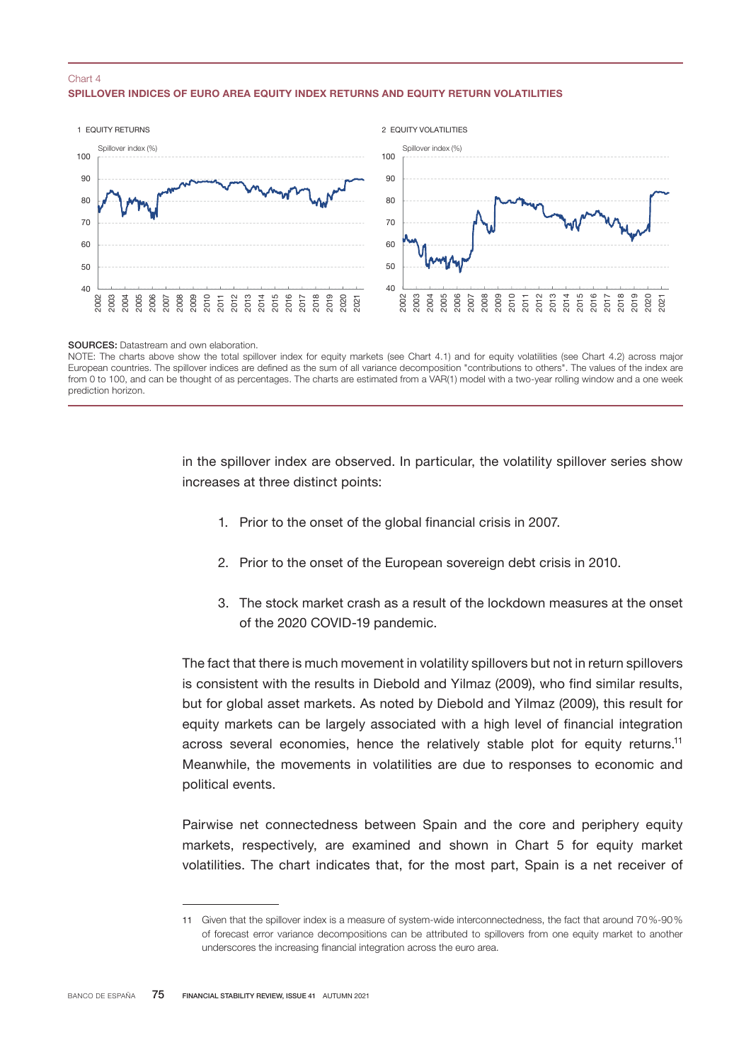Chart 4

**SPILLOVER INDICES OF EURO AREA EQUITY INDEX RETURNS AND EQUITY RETURN VOLATILITIES**

1 EQUITY RETURNS

2 EQUITY VOLATILITIES

**SOURCES:** Datastream and own elaboration.

NOTE: The charts above show the total spillover index for equity markets (see Chart 4.1) and for equity volatilities (see Chart 4.2) across major European countries. The spillover indices are defined as the sum of all variance decomposition "contributions to others". The values of the index are from 0 to 100, and can be thought of as percentages. The charts are estimated from a VAR(1) model with a two-year rolling window and a one week prediction horizon.

in the spillover index are observed. In particular, the volatility spillover series show increases at three distinct points:

1. Prior to the onset of the global financial crisis in 2007.

2. Prior to the onset of the European sovereign debt crisis in 2010.

3. The stock market crash as a result of the lockdown measures at the onset of the 2020 COVID-19 pandemic.

The fact that there is much movement in volatility spillovers but not in return spillovers is consistent with the results in Diebold and Yilmaz (2009), who find similar results, but for global asset markets. As noted by Diebold and Yilmaz (2009), this result for equity markets can be largely associated with a high level of financial integration across several economies, hence the relatively stable plot for equity returns.[11] Meanwhile, the movements in volatilities are due to responses to economic and political events.

Pairwise net connectedness between Spain and the core and periphery equity markets, respectively, are examined and shown in Chart 5 for equity market volatilities. The chart indicates that, for the most part, Spain is a net receiver of

11 Given that the spillover index is a measure of system-wide interconnectedness, the fact that around 70%-90% of forecast error variance decompositions can be attributed to spillovers from one equity market to another underscores the increasing financial integration across the euro area.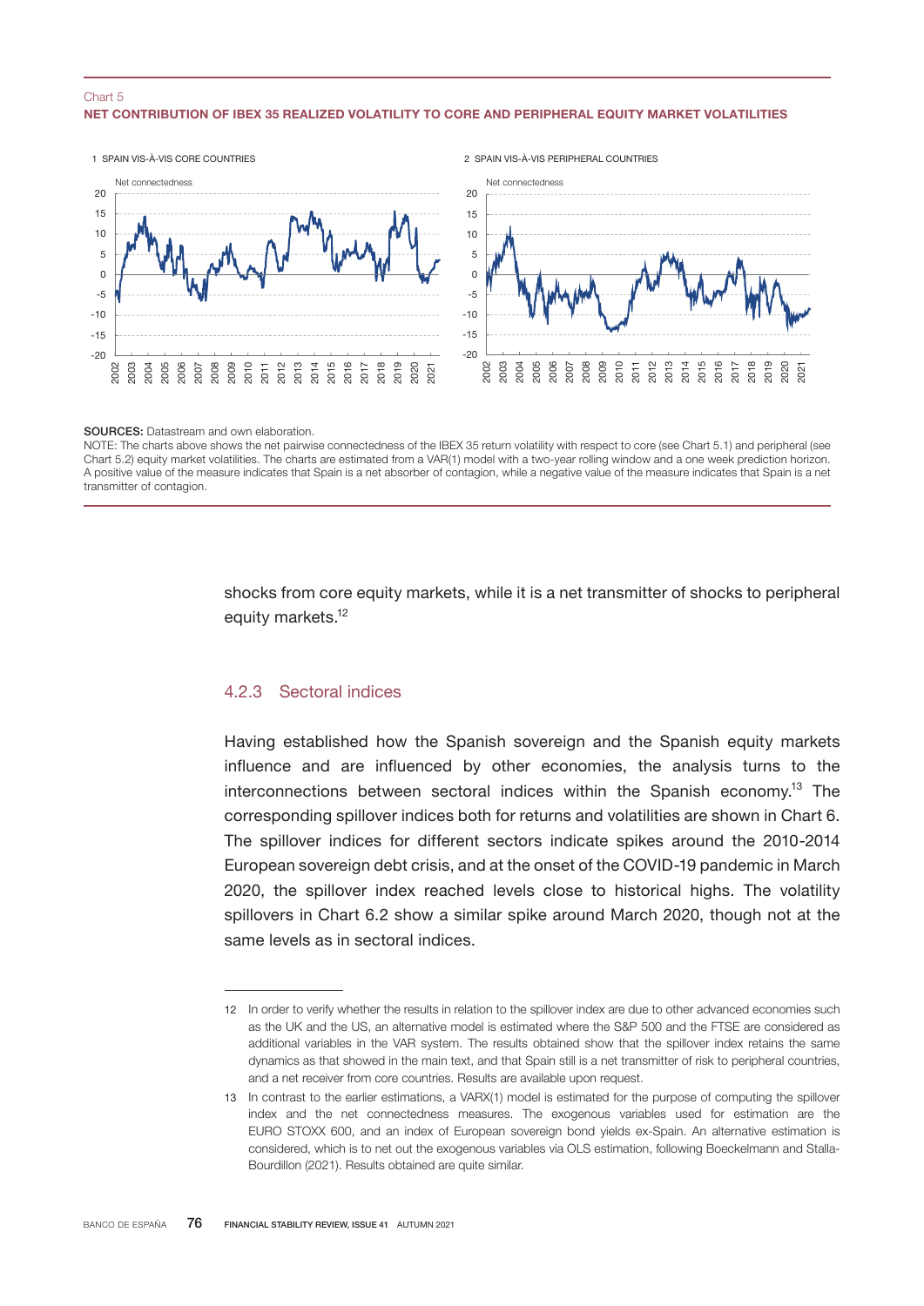Chart 5

**NET CONTRIBUTION OF IBEX 35 REALIZED VOLATILITY TO CORE AND PERIPHERAL EQUITY MARKET VOLATILITIES**

1 SPAIN VIS-À-VIS CORE COUNTRIES

2 SPAIN VIS-À-VIS PERIPHERAL COUNTRIES

**SOURCES:** Datastream and own elaboration.

NOTE: The charts above shows the net pairwise connectedness of the IBEX 35 return volatility with respect to core (see Chart 5.1) and peripheral (see Chart 5.2) equity market volatilities. The charts are estimated from a VAR(1) model with a two-year rolling window and a one week prediction horizon. A positive value of the measure indicates that Spain is a net absorber of contagion, while a negative value of the measure indicates that Spain is a net transmitter of contagion.

shocks from core equity markets, while it is a net transmitter of shocks to peripheral equity markets.[12]

### 4.2.3 Sectoral indices

Having established how the Spanish sovereign and the Spanish equity markets influence and are influenced by other economies, the analysis turns to the interconnections between sectoral indices within the Spanish economy.[13] The corresponding spillover indices both for returns and volatilities are shown in Chart 6. The spillover indices for different sectors indicate spikes around the 2010-2014 European sovereign debt crisis, and at the onset of the COVID-19 pandemic in March 2020, the spillover index reached levels close to historical highs. The volatility spillovers in Chart 6.2 show a similar spike around March 2020, though not at the same levels as in sectoral indices.

12 In order to verify whether the results in relation to the spillover index are due to other advanced economies such as the UK and the US, an alternative model is estimated where the S&P 500 and the FTSE are considered as additional variables in the VAR system. The results obtained show that the spillover index retains the same dynamics as that showed in the main text, and that Spain still is a net transmitter of risk to peripheral countries, and a net receiver from core countries. Results are available upon request.

13 In contrast to the earlier estimations, a VARX(1) model is estimated for the purpose of computing the spillover index and the net connectedness measures. The exogenous variables used for estimation are the EURO STOXX 600, and an index of European sovereign bond yields ex-Spain. An alternative estimation is considered, which is to net out the exogenous variables via OLS estimation, following Boeckelmann and Stalla-Bourdillon (2021). Results obtained are quite similar.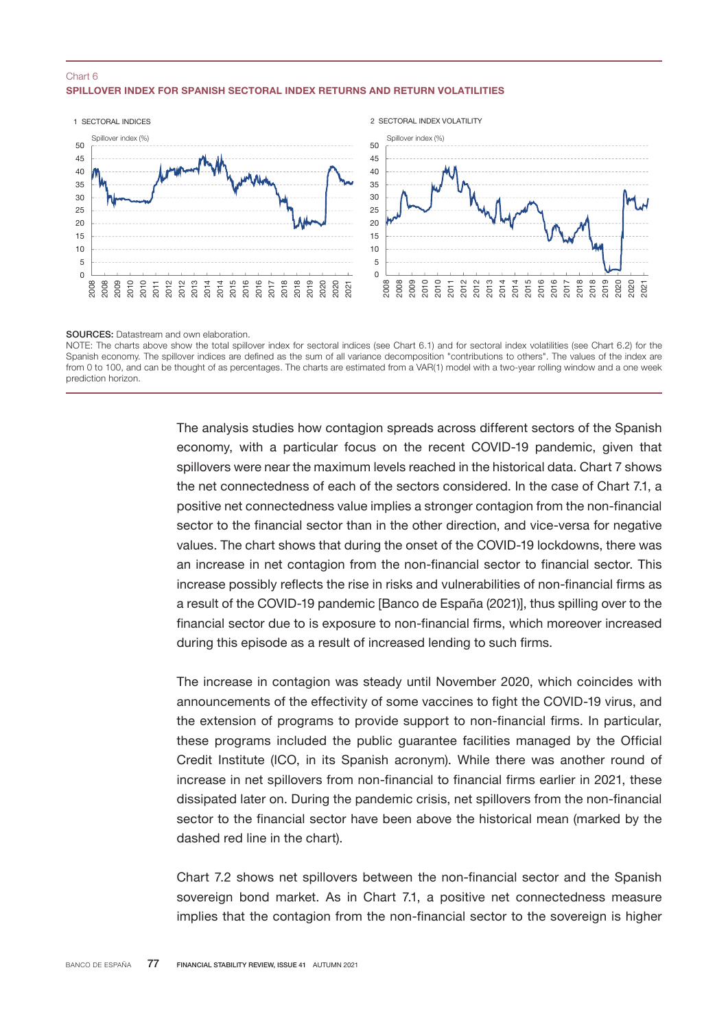Chart 6

**SPILLOVER INDEX FOR SPANISH SECTORAL INDEX RETURNS AND RETURN VOLATILITIES**

1 SECTORAL INDICES

2 SECTORAL INDEX VOLATILITY

**SOURCES:** Datastream and own elaboration.

NOTE: The charts above show the total spillover index for sectoral indices (see Chart 6.1) and for sectoral index volatilities (see Chart 6.2) for the Spanish economy. The spillover indices are defined as the sum of all variance decomposition "contributions to others". The values of the index are from 0 to 100, and can be thought of as percentages. The charts are estimated from a VAR(1) model with a two-year rolling window and a one week prediction horizon.

The analysis studies how contagion spreads across different sectors of the Spanish economy, with a particular focus on the recent COVID-19 pandemic, given that spillovers were near the maximum levels reached in the historical data. Chart 7 shows the net connectedness of each of the sectors considered. In the case of Chart 7.1, a positive net connectedness value implies a stronger contagion from the non-financial sector to the financial sector than in the other direction, and vice-versa for negative values. The chart shows that during the onset of the COVID-19 lockdowns, there was an increase in net contagion from the non-financial sector to financial sector. This increase possibly reflects the rise in risks and vulnerabilities of non-financial firms as a result of the COVID-19 pandemic [Banco de España (2021)], thus spilling over to the financial sector due to is exposure to non-financial firms, which moreover increased during this episode as a result of increased lending to such firms.

The increase in contagion was steady until November 2020, which coincides with announcements of the effectivity of some vaccines to fight the COVID-19 virus, and the extension of programs to provide support to non-financial firms. In particular, these programs included the public guarantee facilities managed by the Official Credit Institute (ICO, in its Spanish acronym). While there was another round of increase in net spillovers from non-financial to financial firms earlier in 2021, these dissipated later on. During the pandemic crisis, net spillovers from the non-financial sector to the financial sector have been above the historical mean (marked by the dashed red line in the chart).

Chart 7.2 shows net spillovers between the non-financial sector and the Spanish sovereign bond market. As in Chart 7.1, a positive net connectedness measure implies that the contagion from the non-financial sector to the sovereign is higher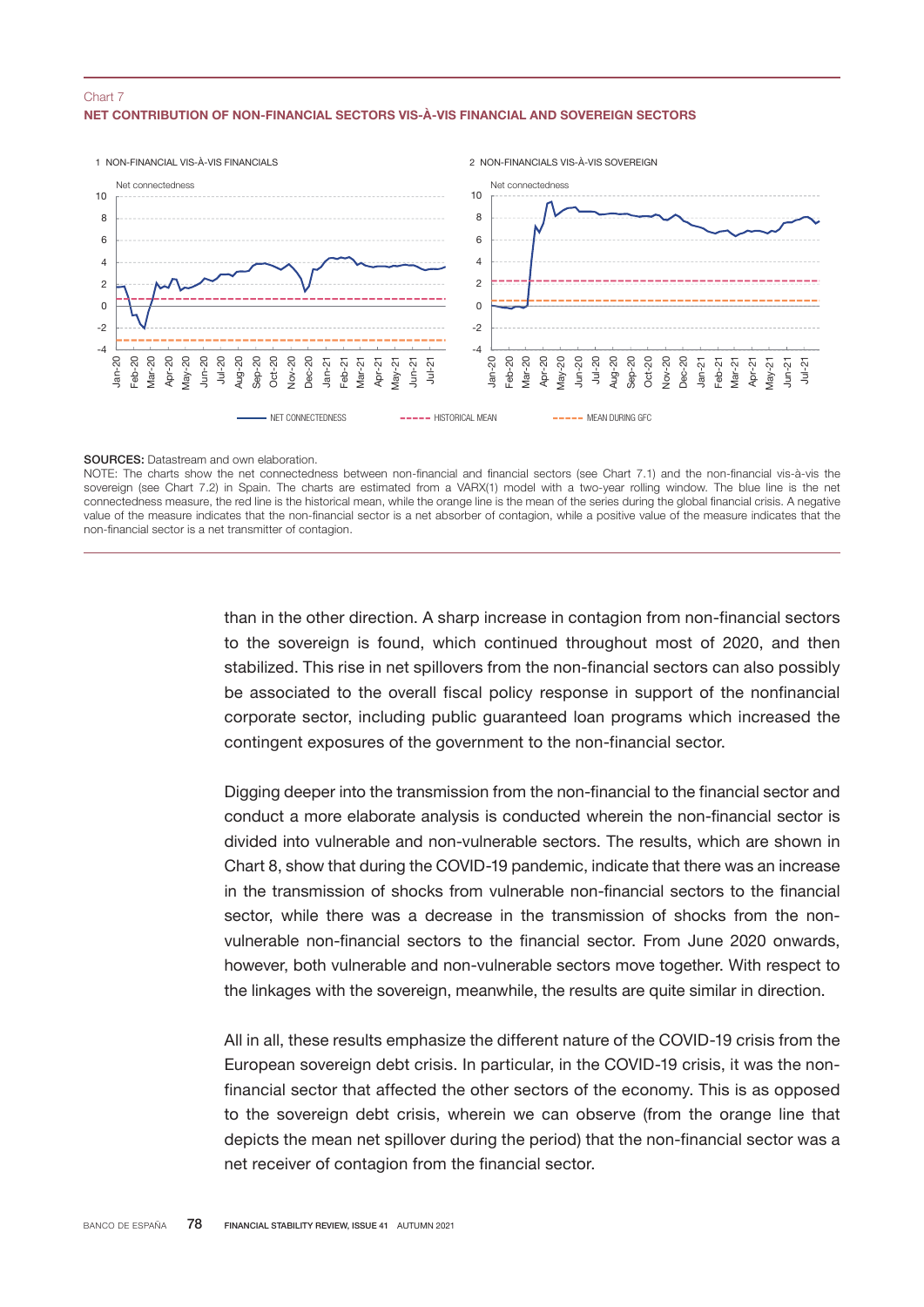Chart 7

**NET CONTRIBUTION OF NON-FINANCIAL SECTORS VIS-À-VIS FINANCIAL AND SOVEREIGN SECTORS**

1 NON-FINANCIAL VIS-À-VIS FINANCIALS

2 NON-FINANCIALS VIS-À-VIS SOVEREIGN

NET CONNECTEDNESS — HISTORICAL MEAN — MEAN DURING GFC

**SOURCES:** Datastream and own elaboration.

NOTE: The charts show the net connectedness between non-financial and financial sectors (see Chart 7.1) and the non-financial vis-à-vis the sovereign (see Chart 7.2) in Spain. The charts are estimated from a VARX(1) model with a two-year rolling window. The blue line is the net connectedness measure, the red line is the historical mean, while the orange line is the mean of the series during the global financial crisis. A negative value of the measure indicates that the non-financial sector is a net absorber of contagion, while a positive value of the measure indicates that the non-financial sector is a net transmitter of contagion.

than in the other direction. A sharp increase in contagion from non-financial sectors to the sovereign is found, which continued throughout most of 2020, and then stabilized. This rise in net spillovers from the non-financial sectors can also possibly be associated to the overall fiscal policy response in support of the nonfinancial corporate sector, including public guaranteed loan programs which increased the contingent exposures of the government to the non-financial sector.

Digging deeper into the transmission from the non-financial to the financial sector and conduct a more elaborate analysis is conducted wherein the non-financial sector is divided into vulnerable and non-vulnerable sectors. The results, which are shown in Chart 8, show that during the COVID-19 pandemic, indicate that there was an increase in the transmission of shocks from vulnerable non-financial sectors to the financial sector, while there was a decrease in the transmission of shocks from the non-vulnerable non-financial sectors to the financial sector. From June 2020 onwards, however, both vulnerable and non-vulnerable sectors move together. With respect to the linkages with the sovereign, meanwhile, the results are quite similar in direction.

All in all, these results emphasize the different nature of the COVID-19 crisis from the European sovereign debt crisis. In particular, in the COVID-19 crisis, it was the non-financial sector that affected the other sectors of the economy. This is as opposed to the sovereign debt crisis, wherein we can observe (from the orange line that depicts the mean net spillover during the period) that the non-financial sector was a net receiver of contagion from the financial sector.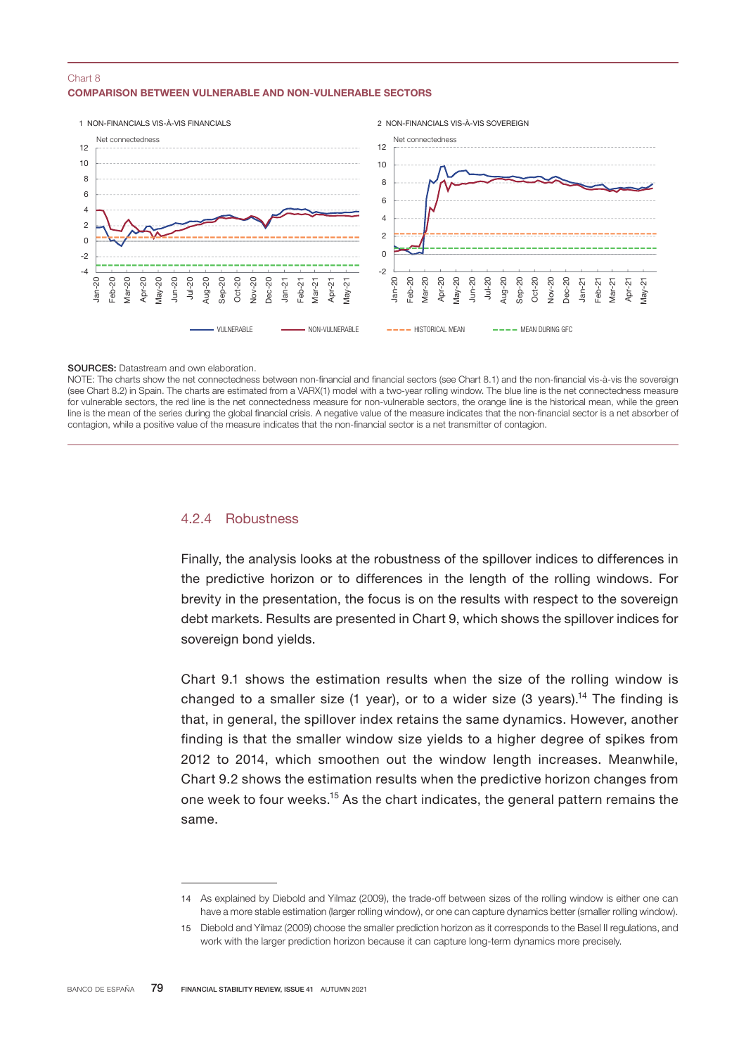Chart 8
**COMPARISON BETWEEN VULNERABLE AND NON-VULNERABLE SECTORS**

1 NON-FINANCIALS VIS-À-VIS FINANCIALS

2 NON-FINANCIALS VIS-À-VIS SOVEREIGN

VULNERABLE — NON-VULNERABLE — HISTORICAL MEAN — MEAN DURING GFC

**SOURCES:** Datastream and own elaboration.

NOTE: The charts show the net connectedness between non-financial and financial sectors (see Chart 8.1) and the non-financial vis-à-vis the sovereign (see Chart 8.2) in Spain. The charts are estimated from a VARX(1) model with a two-year rolling window. The blue line is the net connectedness measure for vulnerable sectors, the red line is the net connectedness measure for non-vulnerable sectors, the orange line is the historical mean, while the green line is the mean of the series during the global financial crisis. A negative value of the measure indicates that the non-financial sector is a net absorber of contagion, while a positive value of the measure indicates that the non-financial sector is a net transmitter of contagion.

### 4.2.4 Robustness

Finally, the analysis looks at the robustness of the spillover indices to differences in the predictive horizon or to differences in the length of the rolling windows. For brevity in the presentation, the focus is on the results with respect to the sovereign debt markets. Results are presented in Chart 9, which shows the spillover indices for sovereign bond yields.

Chart 9.1 shows the estimation results when the size of the rolling window is changed to a smaller size (1 year), or to a wider size (3 years).[14] The finding is that, in general, the spillover index retains the same dynamics. However, another finding is that the smaller window size yields to a higher degree of spikes from 2012 to 2014, which smoothen out the window length increases. Meanwhile, Chart 9.2 shows the estimation results when the predictive horizon changes from one week to four weeks.[15] As the chart indicates, the general pattern remains the same.

14 As explained by Diebold and Yilmaz (2009), the trade-off between sizes of the rolling window is either one can have a more stable estimation (larger rolling window), or one can capture dynamics better (smaller rolling window).

15 Diebold and Yilmaz (2009) choose the smaller prediction horizon as it corresponds to the Basel II regulations, and work with the larger prediction horizon because it can capture long-term dynamics more precisely.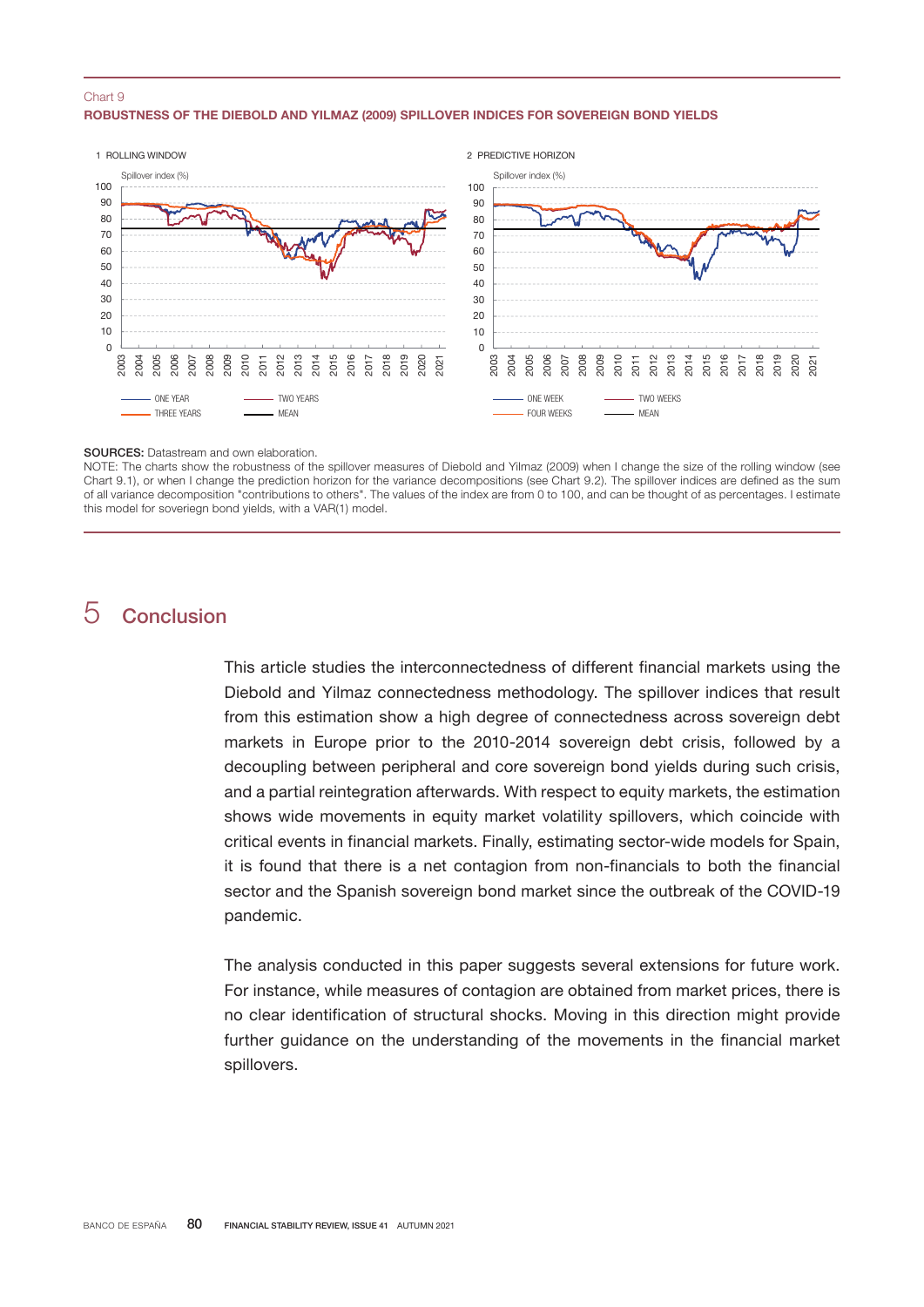Chart 9

**ROBUSTNESS OF THE DIEBOLD AND YILMAZ (2009) SPILLOVER INDICES FOR SOVEREIGN BOND YIELDS**

1 ROLLING WINDOW

Spillover index (%)

ONE YEAR — TWO YEARS — THREE YEARS — MEAN

2 PREDICTIVE HORIZON

Spillover index (%)

ONE WEEK — TWO WEEKS — FOUR WEEKS — MEAN

**SOURCES:** Datastream and own elaboration.

NOTE: The charts show the robustness of the spillover measures of Diebold and Yilmaz (2009) when I change the size of the rolling window (see Chart 9.1), or when I change the prediction horizon for the variance decompositions (see Chart 9.2). The spillover indices are defined as the sum of all variance decomposition "contributions to others". The values of the index are from 0 to 100, and can be thought of as percentages. I estimate this model for soveriegn bond yields, with a VAR(1) model.

## 5 Conclusion

This article studies the interconnectedness of different financial markets using the Diebold and Yilmaz connectedness methodology. The spillover indices that result from this estimation show a high degree of connectedness across sovereign debt markets in Europe prior to the 2010-2014 sovereign debt crisis, followed by a decoupling between peripheral and core sovereign bond yields during such crisis, and a partial reintegration afterwards. With respect to equity markets, the estimation shows wide movements in equity market volatility spillovers, which coincide with critical events in financial markets. Finally, estimating sector-wide models for Spain, it is found that there is a net contagion from non-financials to both the financial sector and the Spanish sovereign bond market since the outbreak of the COVID-19 pandemic.

The analysis conducted in this paper suggests several extensions for future work. For instance, while measures of contagion are obtained from market prices, there is no clear identification of structural shocks. Moving in this direction might provide further guidance on the understanding of the movements in the financial market spillovers.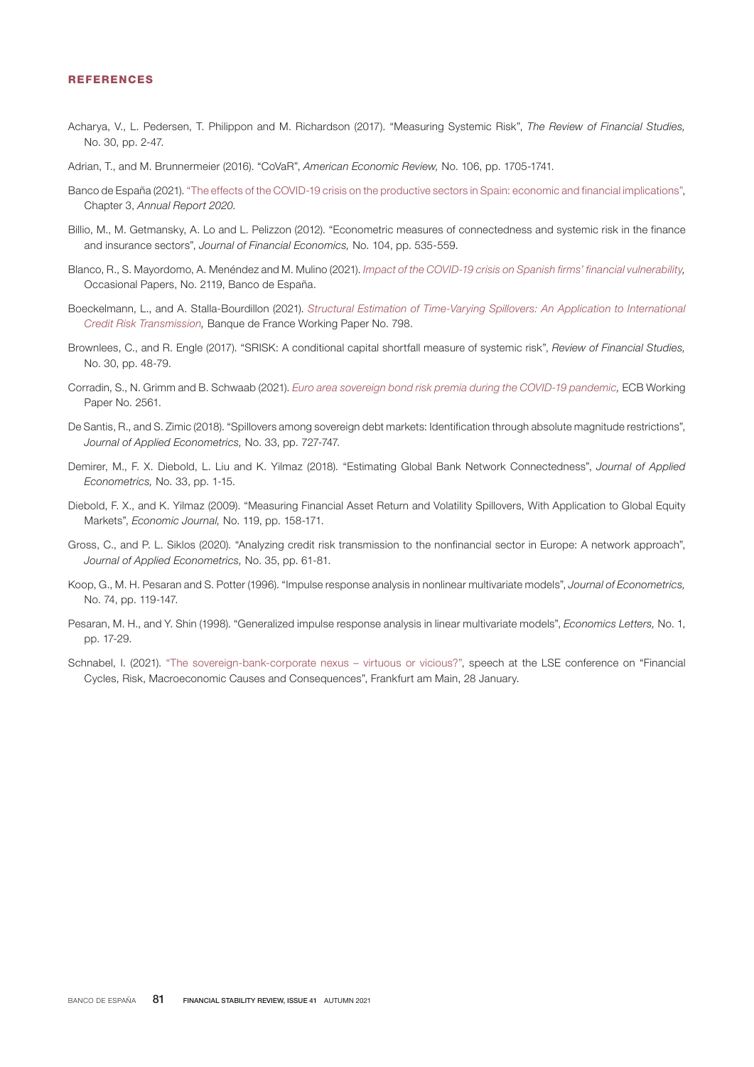## REFERENCES

Acharya, V., L. Pedersen, T. Philippon and M. Richardson (2017). "Measuring Systemic Risk", *The Review of Financial Studies,* No. 30, pp. 2-47.

Adrian, T., and M. Brunnermeier (2016). "CoVaR", *American Economic Review,* No. 106, pp. 1705-1741.

Banco de España (2021). "The effects of the COVID-19 crisis on the productive sectors in Spain: economic and financial implications", Chapter 3, *Annual Report 2020.*

Billio, M., M. Getmansky, A. Lo and L. Pelizzon (2012). "Econometric measures of connectedness and systemic risk in the finance and insurance sectors", *Journal of Financial Economics,* No. 104, pp. 535-559.

Blanco, R., S. Mayordomo, A. Menéndez and M. Mulino (2021). *Impact of the COVID-19 crisis on Spanish firms' financial vulnerability,* Occasional Papers, No. 2119, Banco de España.

Boeckelmann, L., and A. Stalla-Bourdillon (2021). *Structural Estimation of Time-Varying Spillovers: An Application to International Credit Risk Transmission,* Banque de France Working Paper No. 798.

Brownlees, C., and R. Engle (2017). "SRISK: A conditional capital shortfall measure of systemic risk", *Review of Financial Studies,* No. 30, pp. 48-79.

Corradin, S., N. Grimm and B. Schwaab (2021). *Euro area sovereign bond risk premia during the COVID-19 pandemic,* ECB Working Paper No. 2561.

De Santis, R., and S. Zimic (2018). "Spillovers among sovereign debt markets: Identification through absolute magnitude restrictions", *Journal of Applied Econometrics,* No. 33, pp. 727-747.

Demirer, M., F. X. Diebold, L. Liu and K. Yilmaz (2018). "Estimating Global Bank Network Connectedness", *Journal of Applied Econometrics,* No. 33, pp. 1-15.

Diebold, F. X., and K. Yilmaz (2009). "Measuring Financial Asset Return and Volatility Spillovers, With Application to Global Equity Markets", *Economic Journal,* No. 119, pp. 158-171.

Gross, C., and P. L. Siklos (2020). "Analyzing credit risk transmission to the nonfinancial sector in Europe: A network approach", *Journal of Applied Econometrics,* No. 35, pp. 61-81.

Koop, G., M. H. Pesaran and S. Potter (1996). "Impulse response analysis in nonlinear multivariate models", *Journal of Econometrics,* No. 74, pp. 119-147.

Pesaran, M. H., and Y. Shin (1998). "Generalized impulse response analysis in linear multivariate models", *Economics Letters,* No. 1, pp. 17-29.

Schnabel, I. (2021). "The sovereign-bank-corporate nexus – virtuous or vicious?", speech at the LSE conference on "Financial Cycles, Risk, Macroeconomic Causes and Consequences", Frankfurt am Main, 28 January.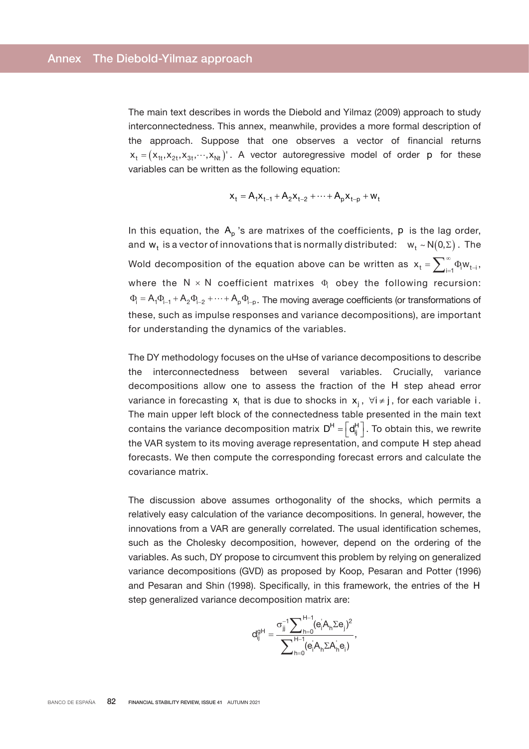# Annex The Diebold-Yilmaz approach

The main text describes in words the Diebold and Yilmaz (2009) approach to study interconnectedness. This annex, meanwhile, provides a more formal description of the approach. Suppose that one observes a vector of financial returns $x_t = (x_{1t}, x_{2t}, x_{3t}, \cdots, x_{Nt})'$. A vector autoregressive model of order $p$ for these variables can be written as the following equation:

$$x_t = A_1 x_{t-1} + A_2 x_{t-2} + \cdots + A_p x_{t-p} + w_t$$

In this equation, the $A_p$'s are matrixes of the coefficients, $p$ is the lag order, and $w_t$ is a vector of innovations that is normally distributed: $w_t \sim N(0, \Sigma)$. The Wold decomposition of the equation above can be written as $x_t = \sum_{i=1}^{\infty} \Phi_i w_{t-i}$, where the $N \times N$ coefficient matrixes $\Phi_i$ obey the following recursion: $\Phi_i = A_1 \Phi_{i-1} + A_2 \Phi_{i-2} + \cdots + A_p \Phi_{i-p}$. The moving average coefficients (or transformations of these, such as impulse responses and variance decompositions), are important for understanding the dynamics of the variables.

The DY methodology focuses on the uHse of variance decompositions to describe the interconnectedness between several variables. Crucially, variance decompositions allow one to assess the fraction of the $H$ step ahead error variance in forecasting $x_i$ that is due to shocks in $x_j$, $\forall i \neq j$, for each variable $i$. The main upper left block of the connectedness table presented in the main text contains the variance decomposition matrix $D^H = \left[ d_{ij}^H \right]$. To obtain this, we rewrite the VAR system to its moving average representation, and compute $H$ step ahead forecasts. We then compute the corresponding forecast errors and calculate the covariance matrix.

The discussion above assumes orthogonality of the shocks, which permits a relatively easy calculation of the variance decompositions. In general, however, the innovations from a VAR are generally correlated. The usual identification schemes, such as the Cholesky decomposition, however, depend on the ordering of the variables. As such, DY propose to circumvent this problem by relying on generalized variance decompositions (GVD) as proposed by Koop, Pesaran and Potter (1996) and Pesaran and Shin (1998). Specifically, in this framework, the entries of the $H$ step generalized variance decomposition matrix are:

$$d_{ij}^{gH} = \frac{\sigma_{jj}^{-1} \sum_{h=0}^{H-1} (e_i' A_h \Sigma e_j)^2}{\sum_{h=0}^{H-1} (e_i' A_h \Sigma A_h' e_i)},$$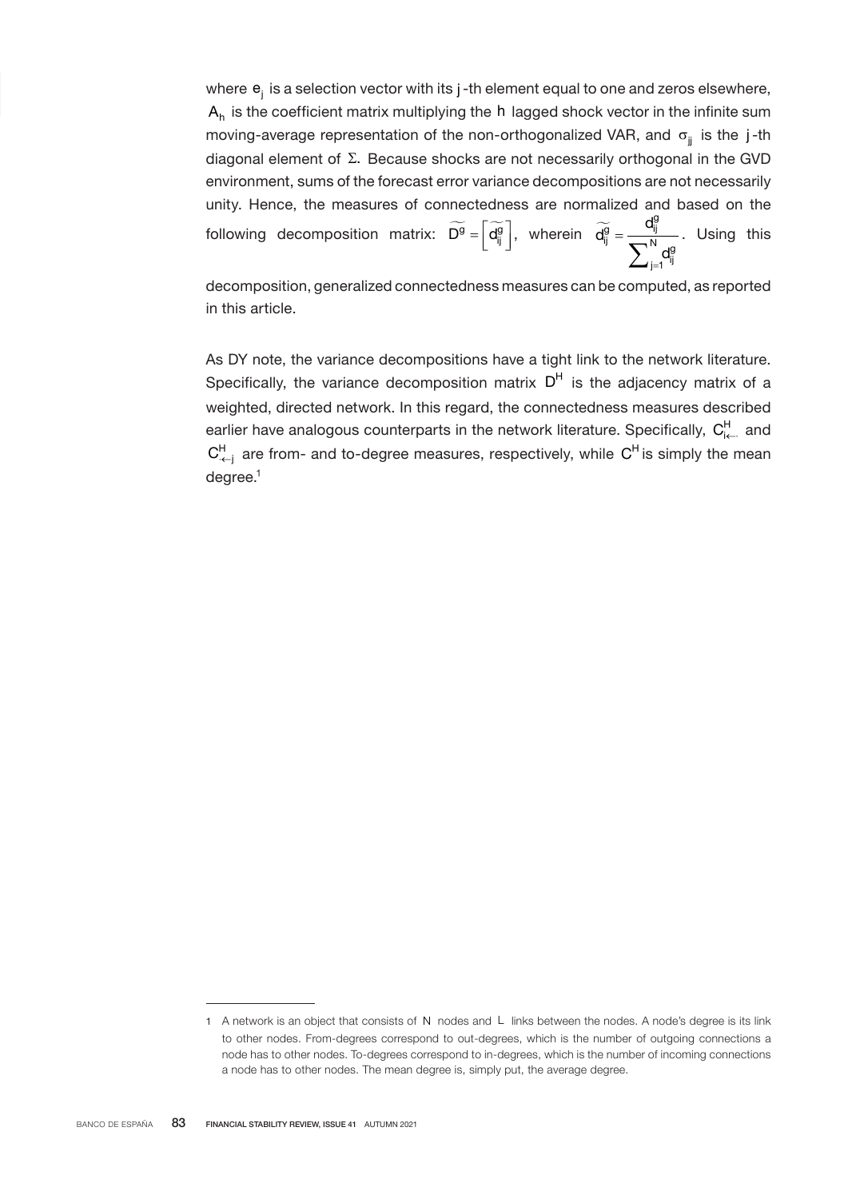where $e_j$ is a selection vector with its $j$-th element equal to one and zeros elsewhere, $A_h$ is the coefficient matrix multiplying the $h$ lagged shock vector in the infinite sum moving-average representation of the non-orthogonalized VAR, and $\sigma_{jj}$ is the $j$-th diagonal element of $\Sigma$. Because shocks are not necessarily orthogonal in the GVD environment, sums of the forecast error variance decompositions are not necessarily unity. Hence, the measures of connectedness are normalized and based on the following decomposition matrix: $\widetilde{D^g} = \left[\widetilde{d^g_{ij}}\right]$, wherein $\widetilde{d^g_{ij}} = \dfrac{d^g_{ij}}{\sum_{j=1}^{N} d^g_{ij}}$. Using this decomposition, generalized connectedness measures can be computed, as reported in this article.

As DY note, the variance decompositions have a tight link to the network literature. Specifically, the variance decomposition matrix $D^H$ is the adjacency matrix of a weighted, directed network. In this regard, the connectedness measures described earlier have analogous counterparts in the network literature. Specifically, $C^H_{i\leftarrow \cdot}$ and $C^H_{\cdot \leftarrow j}$ are from- and to-degree measures, respectively, while $C^H$ is simply the mean degree.[1]

1 A network is an object that consists of $N$ nodes and $L$ links between the nodes. A node's degree is its link to other nodes. From-degrees correspond to out-degrees, which is the number of outgoing connections a node has to other nodes. To-degrees correspond to in-degrees, which is the number of incoming connections a node has to other nodes. The mean degree is, simply put, the average degree.